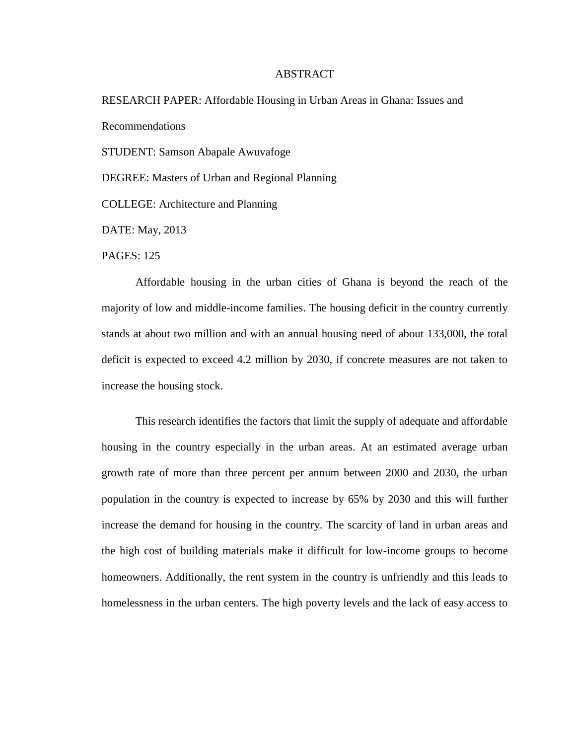# ABSTRACT

RESEARCH PAPER: Affordable Housing in Urban Areas in Ghana: Issues and Recommendations

STUDENT: Samson Abapale Awuvafoge

DEGREE: Masters of Urban and Regional Planning

COLLEGE: Architecture and Planning

DATE: May, 2013

PAGES: 125

Affordable housing in the urban cities of Ghana is beyond the reach of the majority of low and middle-income families. The housing deficit in the country currently stands at about two million and with an annual housing need of about 133,000, the total deficit is expected to exceed 4.2 million by 2030, if concrete measures are not taken to increase the housing stock.

This research identifies the factors that limit the supply of adequate and affordable housing in the country especially in the urban areas. At an estimated average urban growth rate of more than three percent per annum between 2000 and 2030, the urban population in the country is expected to increase by 65% by 2030 and this will further increase the demand for housing in the country. The scarcity of land in urban areas and the high cost of building materials make it difficult for low-income groups to become homeowners. Additionally, the rent system in the country is unfriendly and this leads to homelessness in the urban centers. The high poverty levels and the lack of easy access to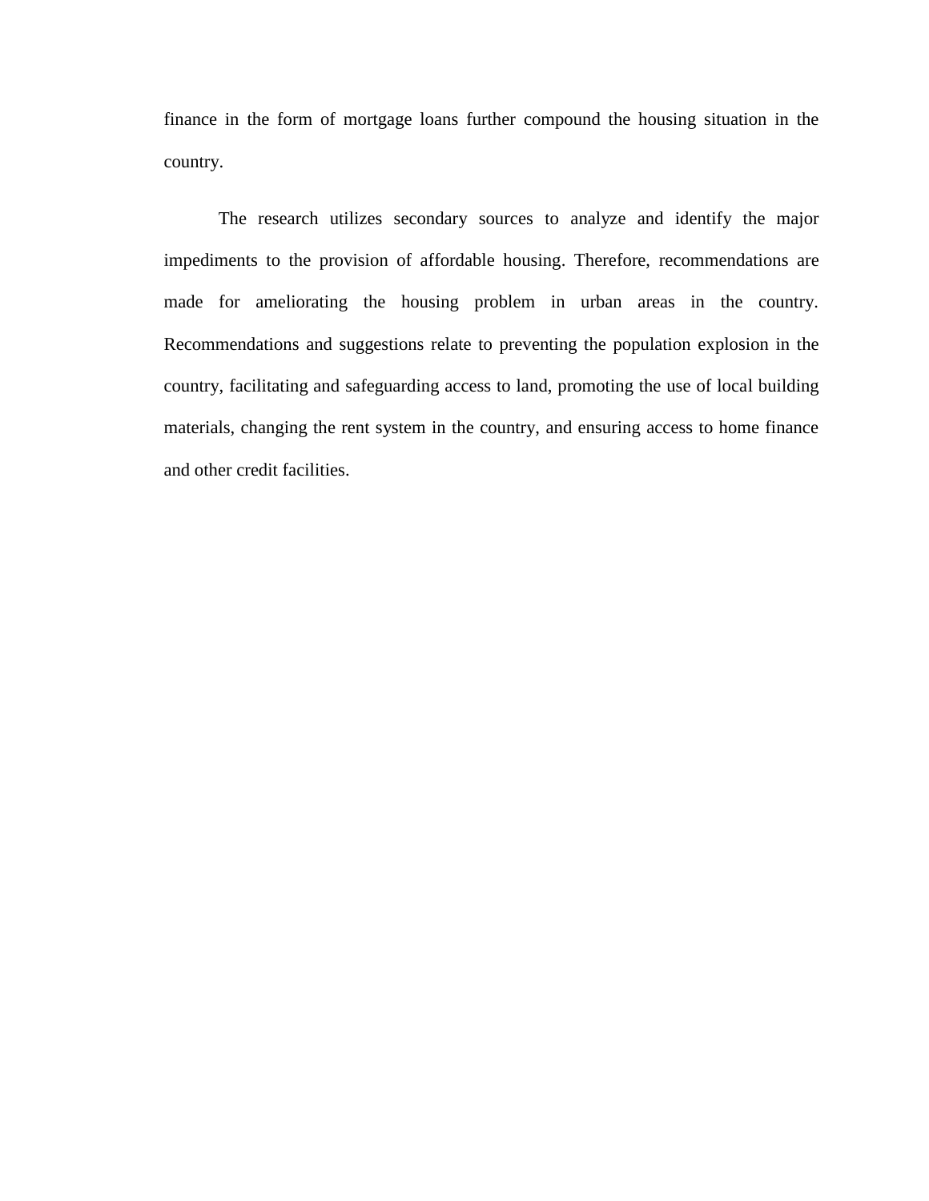finance in the form of mortgage loans further compound the housing situation in the country.

The research utilizes secondary sources to analyze and identify the major impediments to the provision of affordable housing. Therefore, recommendations are made for ameliorating the housing problem in urban areas in the country. Recommendations and suggestions relate to preventing the population explosion in the country, facilitating and safeguarding access to land, promoting the use of local building materials, changing the rent system in the country, and ensuring access to home finance and other credit facilities.